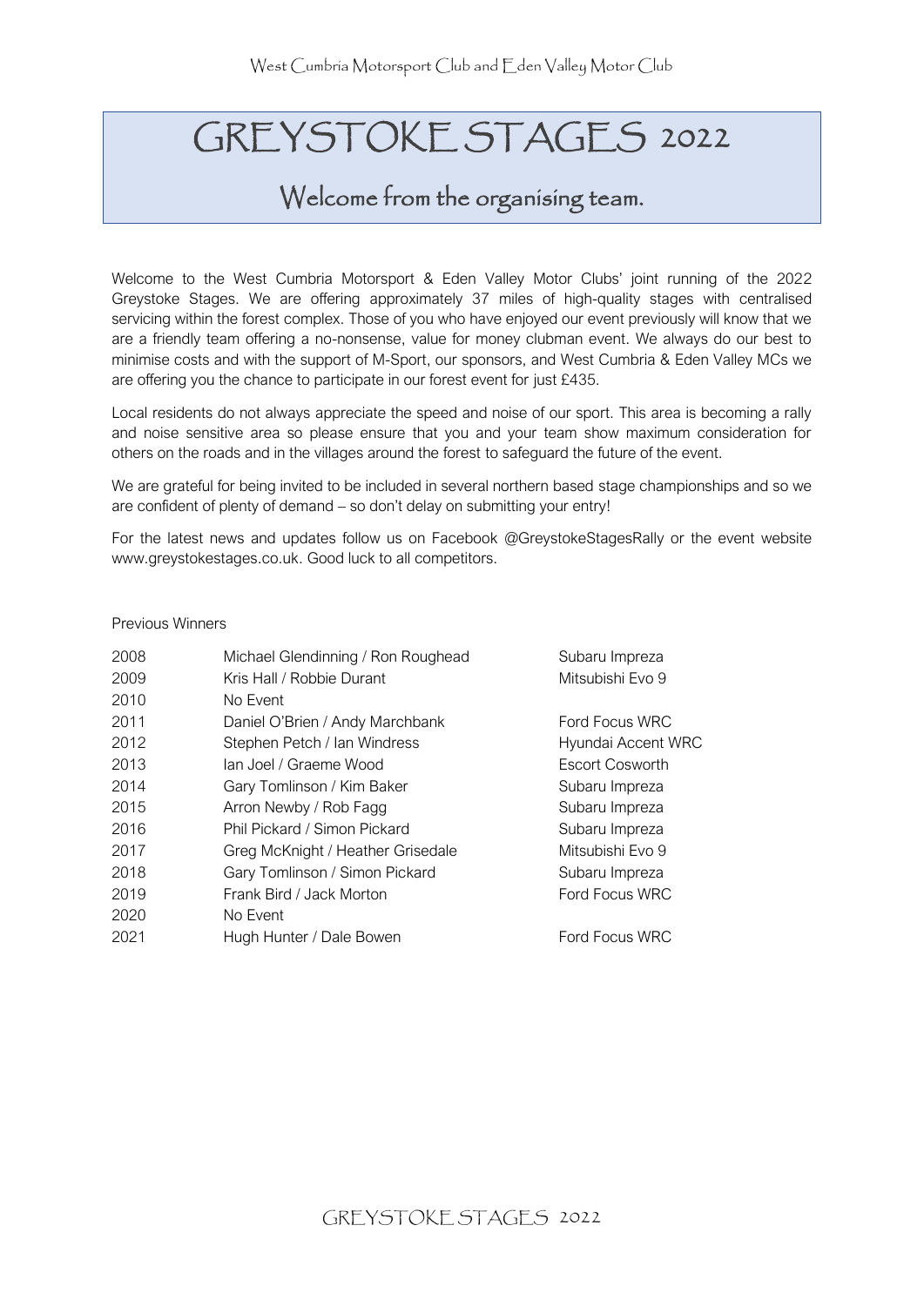West Cumbria Motorsport Club and Eden Valley Motor Club

# GREYSTOKE STAGES 2022

## Welcome from the organising team.

Welcome to the West Cumbria Motorsport & Eden Valley Motor Clubs' joint running of the 2022 Greystoke Stages. We are offering approximately 37 miles of high-quality stages with centralised servicing within the forest complex. Those of you who have enjoyed our event previously will know that we are a friendly team offering a no-nonsense, value for money clubman event. We always do our best to minimise costs and with the support of M-Sport, our sponsors, and West Cumbria & Eden Valley MCs we are offering you the chance to participate in our forest event for just £435.

Local residents do not always appreciate the speed and noise of our sport. This area is becoming a rally and noise sensitive area so please ensure that you and your team show maximum consideration for others on the roads and in the villages around the forest to safeguard the future of the event.

We are grateful for being invited to be included in several northern based stage championships and so we are confident of plenty of demand – so don't delay on submitting your entry!

For the latest news and updates follow us on Facebook @GreystokeStagesRally or the event website www.greystokestages.co.uk. Good luck to all competitors.

Previous Winners

| Year | Crew | Car |
|---|---|---|
| 2008 | Michael Glendinning / Ron Roughead | Subaru Impreza |
| 2009 | Kris Hall / Robbie Durant | Mitsubishi Evo 9 |
| 2010 | No Event | |
| 2011 | Daniel O'Brien / Andy Marchbank | Ford Focus WRC |
| 2012 | Stephen Petch / Ian Windress | Hyundai Accent WRC |
| 2013 | Ian Joel / Graeme Wood | Escort Cosworth |
| 2014 | Gary Tomlinson / Kim Baker | Subaru Impreza |
| 2015 | Arron Newby / Rob Fagg | Subaru Impreza |
| 2016 | Phil Pickard / Simon Pickard | Subaru Impreza |
| 2017 | Greg McKnight / Heather Grisedale | Mitsubishi Evo 9 |
| 2018 | Gary Tomlinson / Simon Pickard | Subaru Impreza |
| 2019 | Frank Bird / Jack Morton | Ford Focus WRC |
| 2020 | No Event | |
| 2021 | Hugh Hunter / Dale Bowen | Ford Focus WRC |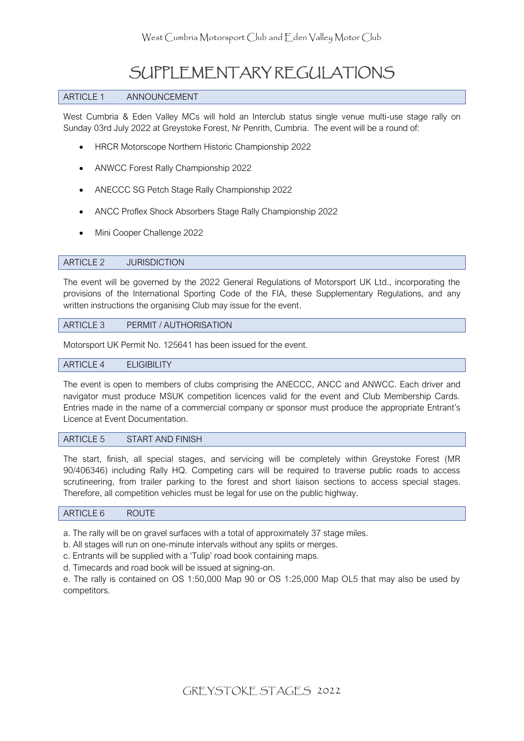# SUPPLEMENTARY REGULATIONS

## ARTICLE 1 ANNOUNCEMENT

West Cumbria & Eden Valley MCs will hold an Interclub status single venue multi-use stage rally on Sunday 03rd July 2022 at Greystoke Forest, Nr Penrith, Cumbria. The event will be a round of:

- HRCR Motorscope Northern Historic Championship 2022
- ANWCC Forest Rally Championship 2022
- ANECCC SG Petch Stage Rally Championship 2022
- ANCC Proflex Shock Absorbers Stage Rally Championship 2022
- Mini Cooper Challenge 2022

## ARTICLE 2 JURISDICTION

The event will be governed by the 2022 General Regulations of Motorsport UK Ltd., incorporating the provisions of the International Sporting Code of the FIA, these Supplementary Regulations, and any written instructions the organising Club may issue for the event.

## ARTICLE 3 PERMIT / AUTHORISATION

Motorsport UK Permit No. 125641 has been issued for the event.

## ARTICLE 4 ELIGIBILITY

The event is open to members of clubs comprising the ANECCC, ANCC and ANWCC. Each driver and navigator must produce MSUK competition licences valid for the event and Club Membership Cards. Entries made in the name of a commercial company or sponsor must produce the appropriate Entrant's Licence at Event Documentation.

## ARTICLE 5 START AND FINISH

The start, finish, all special stages, and servicing will be completely within Greystoke Forest (MR 90/406346) including Rally HQ. Competing cars will be required to traverse public roads to access scrutineering, from trailer parking to the forest and short liaison sections to access special stages. Therefore, all competition vehicles must be legal for use on the public highway.

## ARTICLE 6 ROUTE

a. The rally will be on gravel surfaces with a total of approximately 37 stage miles.
b. All stages will run on one-minute intervals without any splits or merges.
c. Entrants will be supplied with a 'Tulip' road book containing maps.
d. Timecards and road book will be issued at signing-on.
e. The rally is contained on OS 1:50,000 Map 90 or OS 1:25,000 Map OL5 that may also be used by competitors.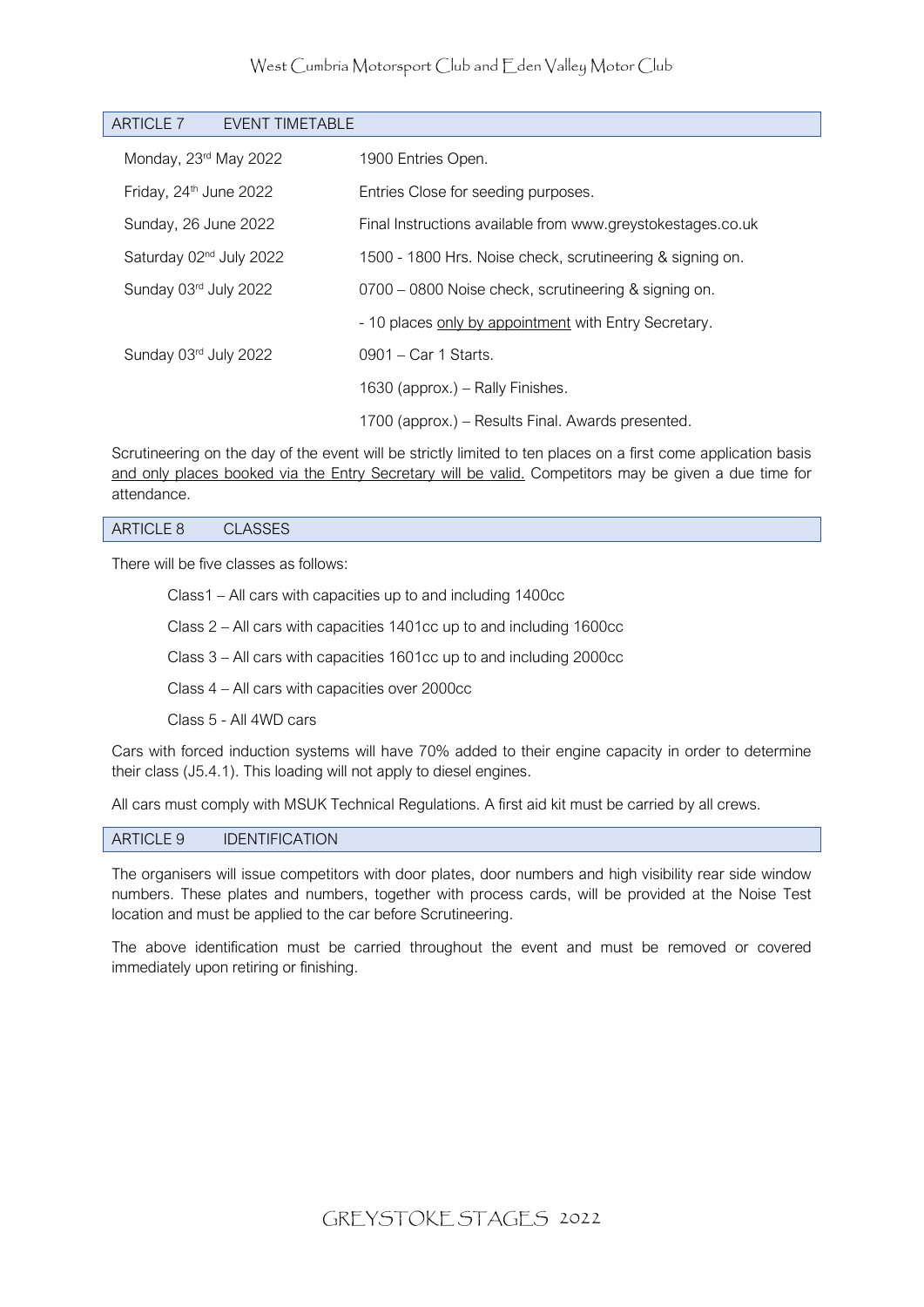## ARTICLE 7 EVENT TIMETABLE

| | |
|---|---|
| Monday, 23rd May 2022 | 1900 Entries Open. |
| Friday, 24th June 2022 | Entries Close for seeding purposes. |
| Sunday, 26 June 2022 | Final Instructions available from www.greystokestages.co.uk |
| Saturday 02nd July 2022 | 1500 - 1800 Hrs. Noise check, scrutineering & signing on. |
| Sunday 03rd July 2022 | 0700 – 0800 Noise check, scrutineering & signing on. |
| | - 10 places only by appointment with Entry Secretary. |
| Sunday 03rd July 2022 | 0901 – Car 1 Starts. |
| | 1630 (approx.) – Rally Finishes. |
| | 1700 (approx.) – Results Final. Awards presented. |

Scrutineering on the day of the event will be strictly limited to ten places on a first come application basis and only places booked via the Entry Secretary will be valid. Competitors may be given a due time for attendance.

## ARTICLE 8 CLASSES

There will be five classes as follows:

- Class1 – All cars with capacities up to and including 1400cc
- Class 2 – All cars with capacities 1401cc up to and including 1600cc
- Class 3 – All cars with capacities 1601cc up to and including 2000cc
- Class 4 – All cars with capacities over 2000cc
- Class 5 - All 4WD cars

Cars with forced induction systems will have 70% added to their engine capacity in order to determine their class (J5.4.1). This loading will not apply to diesel engines.

All cars must comply with MSUK Technical Regulations. A first aid kit must be carried by all crews.

## ARTICLE 9 IDENTIFICATION

The organisers will issue competitors with door plates, door numbers and high visibility rear side window numbers. These plates and numbers, together with process cards, will be provided at the Noise Test location and must be applied to the car before Scrutineering.

The above identification must be carried throughout the event and must be removed or covered immediately upon retiring or finishing.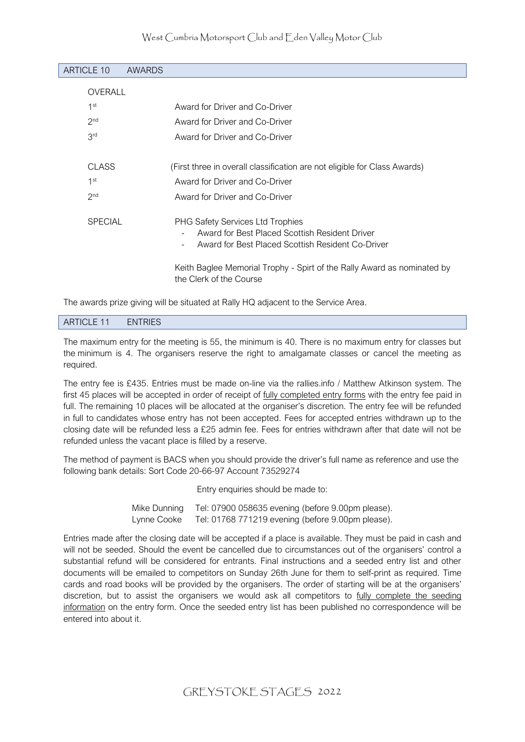## ARTICLE 10 AWARDS

**OVERALL**

| | |
|---|---|
| 1st | Award for Driver and Co-Driver |
| 2nd | Award for Driver and Co-Driver |
| 3rd | Award for Driver and Co-Driver |

**CLASS** (First three in overall classification are not eligible for Class Awards)

| | |
|---|---|
| 1st | Award for Driver and Co-Driver |
| 2nd | Award for Driver and Co-Driver |

**SPECIAL**

PHG Safety Services Ltd Trophies

- Award for Best Placed Scottish Resident Driver
- Award for Best Placed Scottish Resident Co-Driver

Keith Baglee Memorial Trophy - Spirt of the Rally Award as nominated by the Clerk of the Course

The awards prize giving will be situated at Rally HQ adjacent to the Service Area.

## ARTICLE 11 ENTRIES

The maximum entry for the meeting is 55, the minimum is 40. There is no maximum entry for classes but the minimum is 4. The organisers reserve the right to amalgamate classes or cancel the meeting as required.

The entry fee is £435. Entries must be made on-line via the rallies.info / Matthew Atkinson system. The first 45 places will be accepted in order of receipt of fully completed entry forms with the entry fee paid in full. The remaining 10 places will be allocated at the organiser's discretion. The entry fee will be refunded in full to candidates whose entry has not been accepted. Fees for accepted entries withdrawn up to the closing date will be refunded less a £25 admin fee. Fees for entries withdrawn after that date will not be refunded unless the vacant place is filled by a reserve.

The method of payment is BACS when you should provide the driver's full name as reference and use the following bank details: Sort Code 20-66-97 Account 73529274

Entry enquiries should be made to:

Mike Dunning Tel: 07900 058635 evening (before 9.00pm please).
Lynne Cooke Tel: 01768 771219 evening (before 9.00pm please).

Entries made after the closing date will be accepted if a place is available. They must be paid in cash and will not be seeded. Should the event be cancelled due to circumstances out of the organisers' control a substantial refund will be considered for entrants. Final instructions and a seeded entry list and other documents will be emailed to competitors on Sunday 26th June for them to self-print as required. Time cards and road books will be provided by the organisers. The order of starting will be at the organisers' discretion, but to assist the organisers we would ask all competitors to fully complete the seeding information on the entry form. Once the seeded entry list has been published no correspondence will be entered into about it.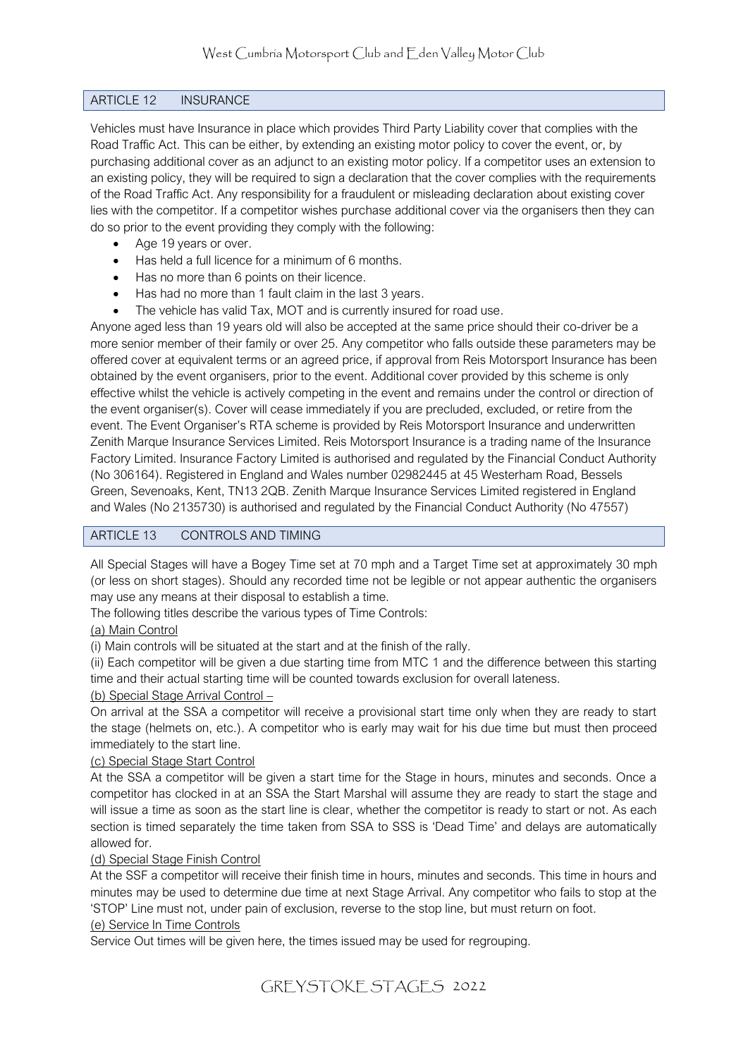## ARTICLE 12 INSURANCE

Vehicles must have Insurance in place which provides Third Party Liability cover that complies with the Road Traffic Act. This can be either, by extending an existing motor policy to cover the event, or, by purchasing additional cover as an adjunct to an existing motor policy. If a competitor uses an extension to an existing policy, they will be required to sign a declaration that the cover complies with the requirements of the Road Traffic Act. Any responsibility for a fraudulent or misleading declaration about existing cover lies with the competitor. If a competitor wishes purchase additional cover via the organisers then they can do so prior to the event providing they comply with the following:

- Age 19 years or over.
- Has held a full licence for a minimum of 6 months.
- Has no more than 6 points on their licence.
- Has had no more than 1 fault claim in the last 3 years.
- The vehicle has valid Tax, MOT and is currently insured for road use.

Anyone aged less than 19 years old will also be accepted at the same price should their co-driver be a more senior member of their family or over 25. Any competitor who falls outside these parameters may be offered cover at equivalent terms or an agreed price, if approval from Reis Motorsport Insurance has been obtained by the event organisers, prior to the event. Additional cover provided by this scheme is only effective whilst the vehicle is actively competing in the event and remains under the control or direction of the event organiser(s). Cover will cease immediately if you are precluded, excluded, or retire from the event. The Event Organiser's RTA scheme is provided by Reis Motorsport Insurance and underwritten Zenith Marque Insurance Services Limited. Reis Motorsport Insurance is a trading name of the Insurance Factory Limited. Insurance Factory Limited is authorised and regulated by the Financial Conduct Authority (No 306164). Registered in England and Wales number 02982445 at 45 Westerham Road, Bessels Green, Sevenoaks, Kent, TN13 2QB. Zenith Marque Insurance Services Limited registered in England and Wales (No 2135730) is authorised and regulated by the Financial Conduct Authority (No 47557)

## ARTICLE 13 CONTROLS AND TIMING

All Special Stages will have a Bogey Time set at 70 mph and a Target Time set at approximately 30 mph (or less on short stages). Should any recorded time not be legible or not appear authentic the organisers may use any means at their disposal to establish a time.

The following titles describe the various types of Time Controls:

<u>(a) Main Control</u>

(i) Main controls will be situated at the start and at the finish of the rally.

(ii) Each competitor will be given a due starting time from MTC 1 and the difference between this starting time and their actual starting time will be counted towards exclusion for overall lateness.

<u>(b) Special Stage Arrival Control –</u>

On arrival at the SSA a competitor will receive a provisional start time only when they are ready to start the stage (helmets on, etc.). A competitor who is early may wait for his due time but must then proceed immediately to the start line.

<u>(c) Special Stage Start Control</u>

At the SSA a competitor will be given a start time for the Stage in hours, minutes and seconds. Once a competitor has clocked in at an SSA the Start Marshal will assume they are ready to start the stage and will issue a time as soon as the start line is clear, whether the competitor is ready to start or not. As each section is timed separately the time taken from SSA to SSS is 'Dead Time' and delays are automatically allowed for.

<u>(d) Special Stage Finish Control</u>

At the SSF a competitor will receive their finish time in hours, minutes and seconds. This time in hours and minutes may be used to determine due time at next Stage Arrival. Any competitor who fails to stop at the 'STOP' Line must not, under pain of exclusion, reverse to the stop line, but must return on foot.

<u>(e) Service In Time Controls</u>

Service Out times will be given here, the times issued may be used for regrouping.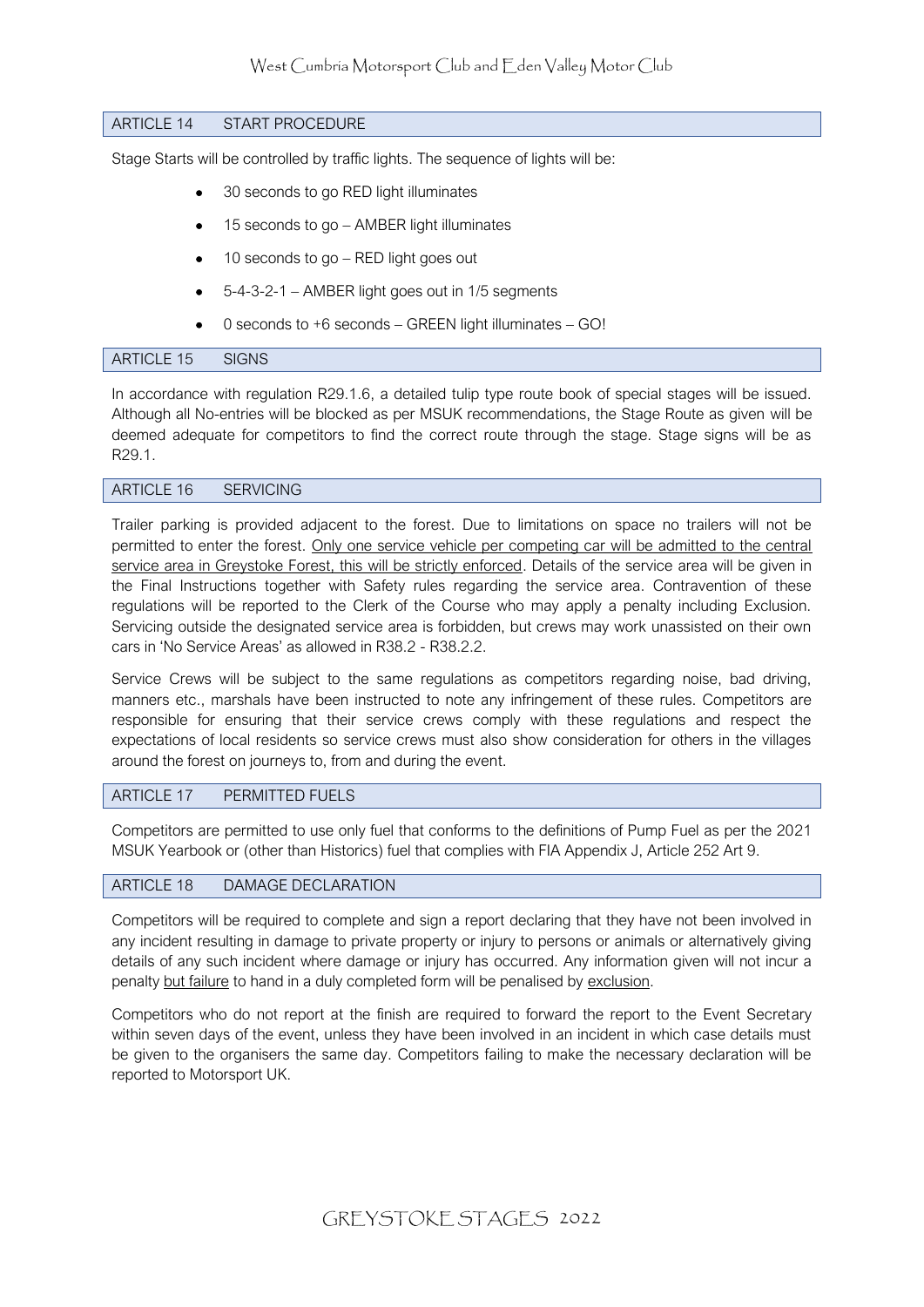## ARTICLE 14 START PROCEDURE

Stage Starts will be controlled by traffic lights. The sequence of lights will be:

- 30 seconds to go RED light illuminates
- 15 seconds to go – AMBER light illuminates
- 10 seconds to go – RED light goes out
- 5-4-3-2-1 – AMBER light goes out in 1/5 segments
- 0 seconds to +6 seconds – GREEN light illuminates – GO!

## ARTICLE 15 SIGNS

In accordance with regulation R29.1.6, a detailed tulip type route book of special stages will be issued. Although all No-entries will be blocked as per MSUK recommendations, the Stage Route as given will be deemed adequate for competitors to find the correct route through the stage. Stage signs will be as R29.1.

## ARTICLE 16 SERVICING

Trailer parking is provided adjacent to the forest. Due to limitations on space no trailers will not be permitted to enter the forest. <u>Only one service vehicle per competing car will be admitted to the central service area in Greystoke Forest, this will be strictly enforced</u>. Details of the service area will be given in the Final Instructions together with Safety rules regarding the service area. Contravention of these regulations will be reported to the Clerk of the Course who may apply a penalty including Exclusion. Servicing outside the designated service area is forbidden, but crews may work unassisted on their own cars in 'No Service Areas' as allowed in R38.2 - R38.2.2.

Service Crews will be subject to the same regulations as competitors regarding noise, bad driving, manners etc., marshals have been instructed to note any infringement of these rules. Competitors are responsible for ensuring that their service crews comply with these regulations and respect the expectations of local residents so service crews must also show consideration for others in the villages around the forest on journeys to, from and during the event.

## ARTICLE 17 PERMITTED FUELS

Competitors are permitted to use only fuel that conforms to the definitions of Pump Fuel as per the 2021 MSUK Yearbook or (other than Historics) fuel that complies with FIA Appendix J, Article 252 Art 9.

## ARTICLE 18 DAMAGE DECLARATION

Competitors will be required to complete and sign a report declaring that they have not been involved in any incident resulting in damage to private property or injury to persons or animals or alternatively giving details of any such incident where damage or injury has occurred. Any information given will not incur a penalty <u>but failure</u> to hand in a duly completed form will be penalised by <u>exclusion</u>.

Competitors who do not report at the finish are required to forward the report to the Event Secretary within seven days of the event, unless they have been involved in an incident in which case details must be given to the organisers the same day. Competitors failing to make the necessary declaration will be reported to Motorsport UK.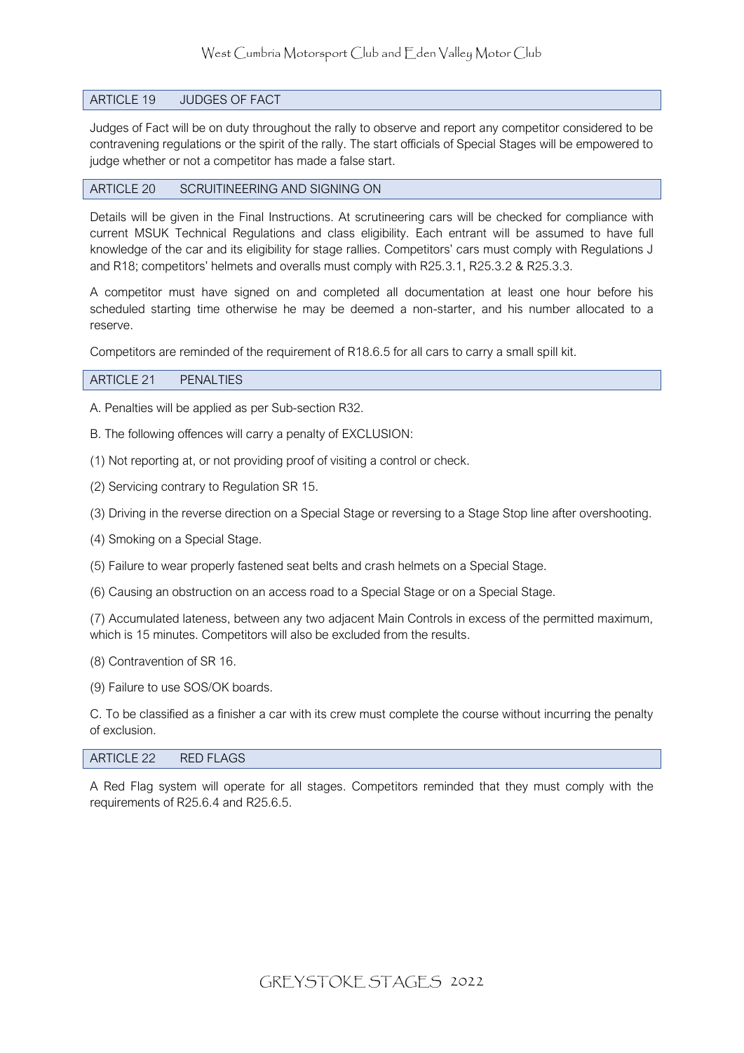## ARTICLE 19 JUDGES OF FACT

Judges of Fact will be on duty throughout the rally to observe and report any competitor considered to be contravening regulations or the spirit of the rally. The start officials of Special Stages will be empowered to judge whether or not a competitor has made a false start.

## ARTICLE 20 SCRUITINEERING AND SIGNING ON

Details will be given in the Final Instructions. At scrutineering cars will be checked for compliance with current MSUK Technical Regulations and class eligibility. Each entrant will be assumed to have full knowledge of the car and its eligibility for stage rallies. Competitors' cars must comply with Regulations J and R18; competitors' helmets and overalls must comply with R25.3.1, R25.3.2 & R25.3.3.

A competitor must have signed on and completed all documentation at least one hour before his scheduled starting time otherwise he may be deemed a non-starter, and his number allocated to a reserve.

Competitors are reminded of the requirement of R18.6.5 for all cars to carry a small spill kit.

## ARTICLE 21 PENALTIES

A. Penalties will be applied as per Sub-section R32.

B. The following offences will carry a penalty of EXCLUSION:

(1) Not reporting at, or not providing proof of visiting a control or check.

(2) Servicing contrary to Regulation SR 15.

(3) Driving in the reverse direction on a Special Stage or reversing to a Stage Stop line after overshooting.

(4) Smoking on a Special Stage.

(5) Failure to wear properly fastened seat belts and crash helmets on a Special Stage.

(6) Causing an obstruction on an access road to a Special Stage or on a Special Stage.

(7) Accumulated lateness, between any two adjacent Main Controls in excess of the permitted maximum, which is 15 minutes. Competitors will also be excluded from the results.

(8) Contravention of SR 16.

(9) Failure to use SOS/OK boards.

C. To be classified as a finisher a car with its crew must complete the course without incurring the penalty of exclusion.

## ARTICLE 22 RED FLAGS

A Red Flag system will operate for all stages. Competitors reminded that they must comply with the requirements of R25.6.4 and R25.6.5.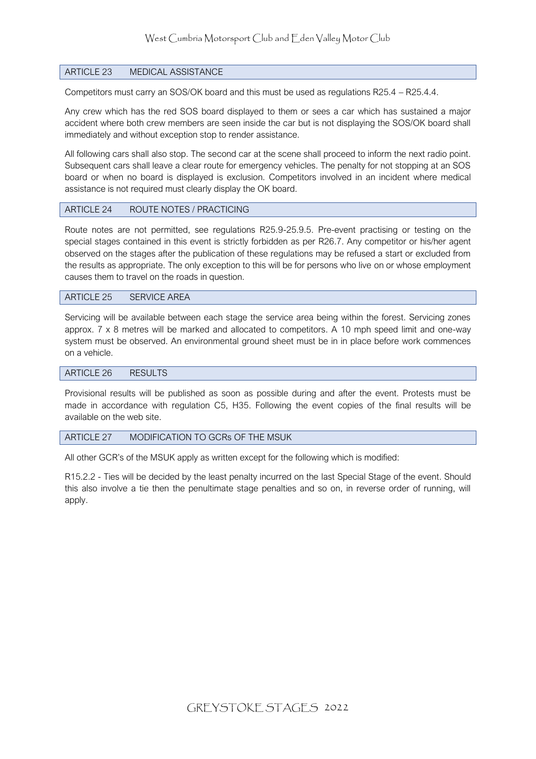## ARTICLE 23 MEDICAL ASSISTANCE

Competitors must carry an SOS/OK board and this must be used as regulations R25.4 – R25.4.4.

Any crew which has the red SOS board displayed to them or sees a car which has sustained a major accident where both crew members are seen inside the car but is not displaying the SOS/OK board shall immediately and without exception stop to render assistance.

All following cars shall also stop. The second car at the scene shall proceed to inform the next radio point. Subsequent cars shall leave a clear route for emergency vehicles. The penalty for not stopping at an SOS board or when no board is displayed is exclusion. Competitors involved in an incident where medical assistance is not required must clearly display the OK board.

## ARTICLE 24 ROUTE NOTES / PRACTICING

Route notes are not permitted, see regulations R25.9-25.9.5. Pre-event practising or testing on the special stages contained in this event is strictly forbidden as per R26.7. Any competitor or his/her agent observed on the stages after the publication of these regulations may be refused a start or excluded from the results as appropriate. The only exception to this will be for persons who live on or whose employment causes them to travel on the roads in question.

## ARTICLE 25 SERVICE AREA

Servicing will be available between each stage the service area being within the forest. Servicing zones approx. 7 x 8 metres will be marked and allocated to competitors. A 10 mph speed limit and one-way system must be observed. An environmental ground sheet must be in in place before work commences on a vehicle.

## ARTICLE 26 RESULTS

Provisional results will be published as soon as possible during and after the event. Protests must be made in accordance with regulation C5, H35. Following the event copies of the final results will be available on the web site.

## ARTICLE 27 MODIFICATION TO GCRs OF THE MSUK

All other GCR's of the MSUK apply as written except for the following which is modified:

R15.2.2 - Ties will be decided by the least penalty incurred on the last Special Stage of the event. Should this also involve a tie then the penultimate stage penalties and so on, in reverse order of running, will apply.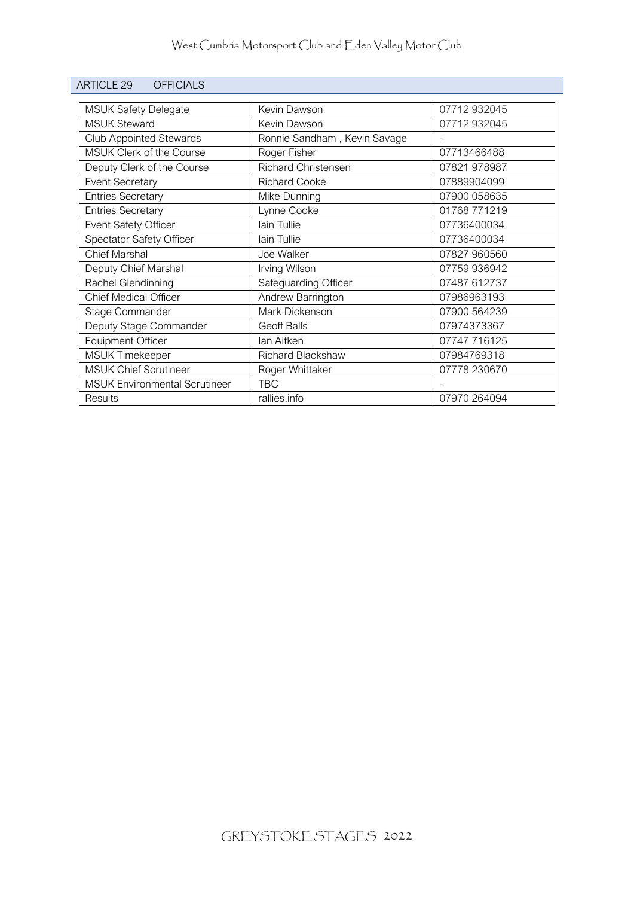## ARTICLE 29 OFFICIALS

| | | |
|---|---|---|
| MSUK Safety Delegate | Kevin Dawson | 07712 932045 |
| MSUK Steward | Kevin Dawson | 07712 932045 |
| Club Appointed Stewards | Ronnie Sandham , Kevin Savage | - |
| MSUK Clerk of the Course | Roger Fisher | 07713466488 |
| Deputy Clerk of the Course | Richard Christensen | 07821 978987 |
| Event Secretary | Richard Cooke | 07889904099 |
| Entries Secretary | Mike Dunning | 07900 058635 |
| Entries Secretary | Lynne Cooke | 01768 771219 |
| Event Safety Officer | Iain Tullie | 07736400034 |
| Spectator Safety Officer | Iain Tullie | 07736400034 |
| Chief Marshal | Joe Walker | 07827 960560 |
| Deputy Chief Marshal | Irving Wilson | 07759 936942 |
| Rachel Glendinning | Safeguarding Officer | 07487 612737 |
| Chief Medical Officer | Andrew Barrington | 07986963193 |
| Stage Commander | Mark Dickenson | 07900 564239 |
| Deputy Stage Commander | Geoff Balls | 07974373367 |
| Equipment Officer | Ian Aitken | 07747 716125 |
| MSUK Timekeeper | Richard Blackshaw | 07984769318 |
| MSUK Chief Scrutineer | Roger Whittaker | 07778 230670 |
| MSUK Environmental Scrutineer | TBC | - |
| Results | rallies.info | 07970 264094 |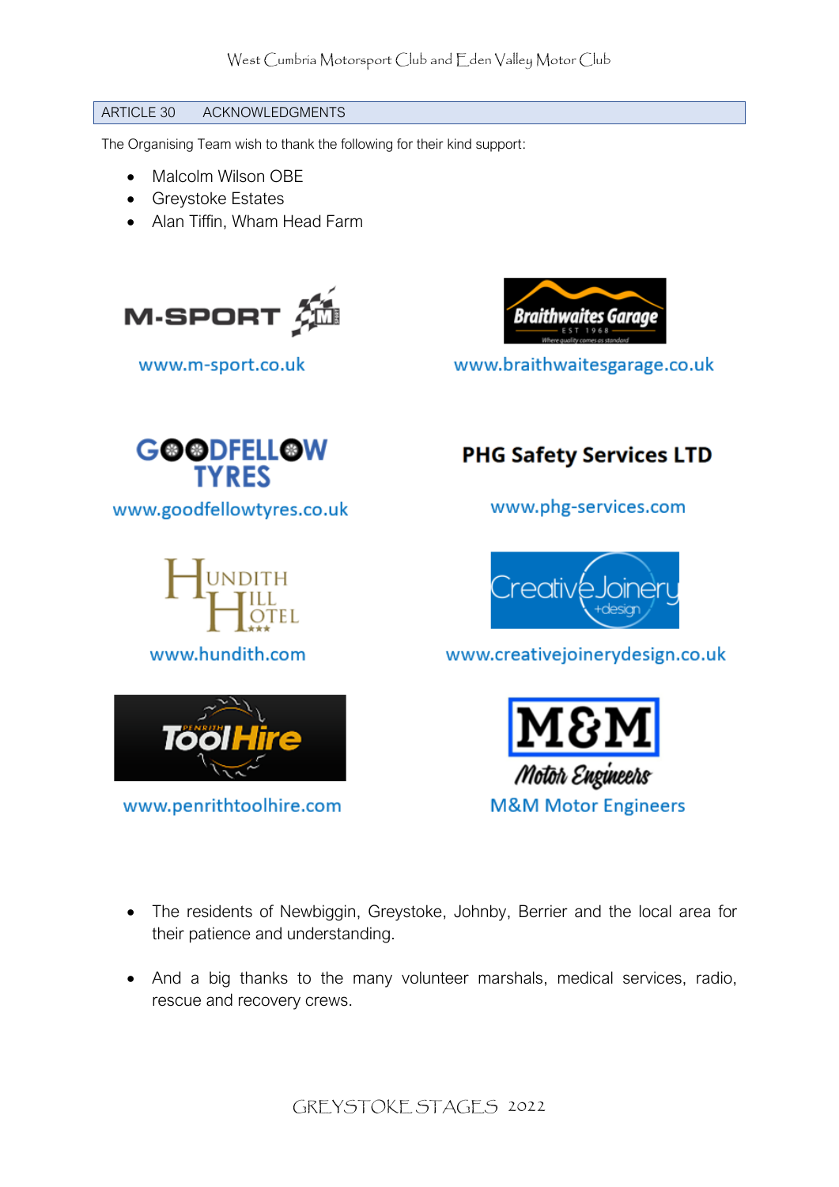## ARTICLE 30 ACKNOWLEDGMENTS

The Organising Team wish to thank the following for their kind support:

- Malcolm Wilson OBE
- Greystoke Estates
- Alan Tiffin, Wham Head Farm

www.m-sport.co.uk

www.braithwaitesgarage.co.uk

www.goodfellowtyres.co.uk

PHG Safety Services LTD

www.phg-services.com

www.hundith.com

www.creativejoinerydesign.co.uk

www.penrithtoolhire.com

M&M Motor Engineers

- The residents of Newbiggin, Greystoke, Johnby, Berrier and the local area for their patience and understanding.
- And a big thanks to the many volunteer marshals, medical services, radio, rescue and recovery crews.